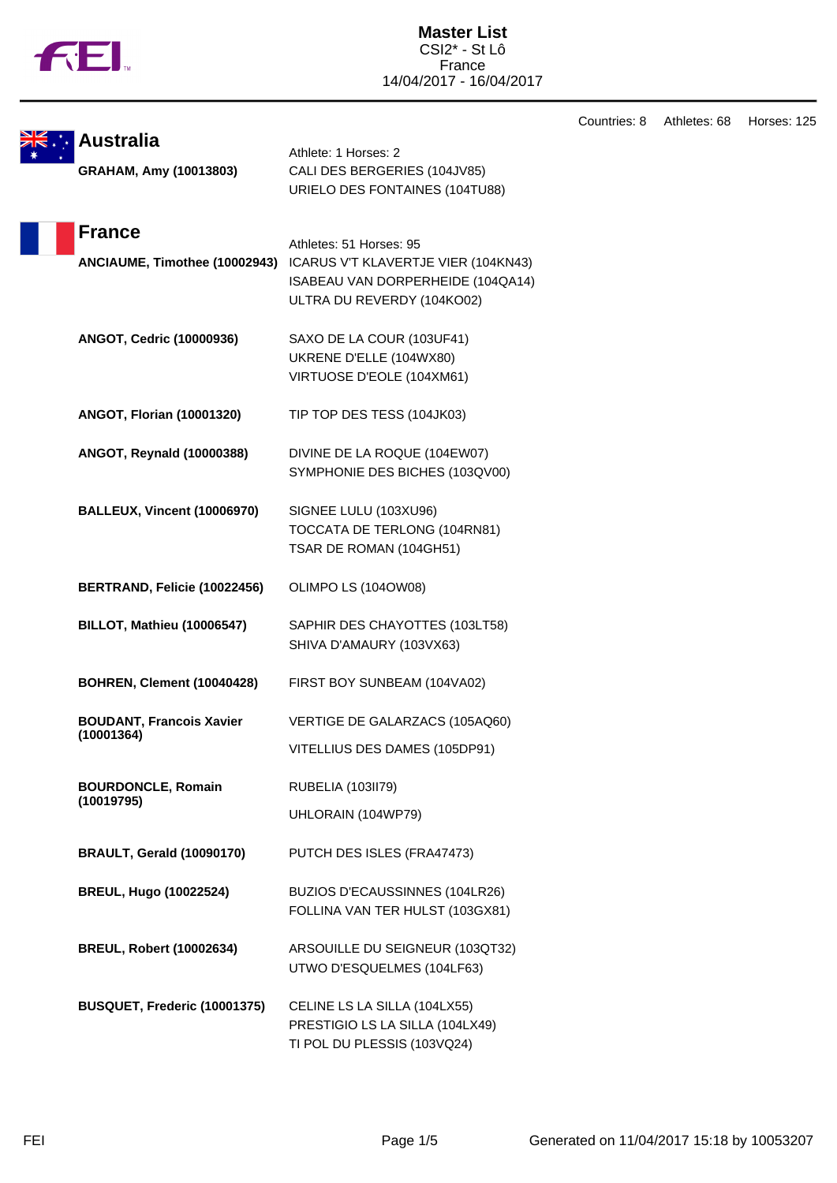# Master List

CSI2* - St Lô
France
14/04/2017 - 16/04/2017

Countries: 8 Athletes: 68 Horses: 125

## Australia

Athlete: 1 Horses: 2

| Athlete | Horses |
|---|---|
| **GRAHAM, Amy (10013803)** | CALI DES BERGERIES (104JV85)<br>URIELO DES FONTAINES (104TU88) |

## France

Athletes: 51 Horses: 95

| Athlete | Horses |
|---|---|
| **ANCIAUME, Timothee (10002943)** | ICARUS V'T KLAVERTJE VIER (104KN43)<br>ISABEAU VAN DORPERHEIDE (104QA14)<br>ULTRA DU REVERDY (104KO02) |
| **ANGOT, Cedric (10000936)** | SAXO DE LA COUR (103UF41)<br>UKRENE D'ELLE (104WX80)<br>VIRTUOSE D'EOLE (104XM61) |
| **ANGOT, Florian (10001320)** | TIP TOP DES TESS (104JK03) |
| **ANGOT, Reynald (10000388)** | DIVINE DE LA ROQUE (104EW07)<br>SYMPHONIE DES BICHES (103QV00) |
| **BALLEUX, Vincent (10006970)** | SIGNEE LULU (103XU96)<br>TOCCATA DE TERLONG (104RN81)<br>TSAR DE ROMAN (104GH51) |
| **BERTRAND, Felicie (10022456)** | OLIMPO LS (104OW08) |
| **BILLOT, Mathieu (10006547)** | SAPHIR DES CHAYOTTES (103LT58)<br>SHIVA D'AMAURY (103VX63) |
| **BOHREN, Clement (10040428)** | FIRST BOY SUNBEAM (104VA02) |
| **BOUDANT, Francois Xavier (10001364)** | VERTIGE DE GALARZACS (105AQ60)<br>VITELLIUS DES DAMES (105DP91) |
| **BOURDONCLE, Romain (10019795)** | RUBELIA (103II79)<br>UHLORAIN (104WP79) |
| **BRAULT, Gerald (10090170)** | PUTCH DES ISLES (FRA47473) |
| **BREUL, Hugo (10022524)** | BUZIOS D'ECAUSSINNES (104LR26)<br>FOLLINA VAN TER HULST (103GX81) |
| **BREUL, Robert (10002634)** | ARSOUILLE DU SEIGNEUR (103QT32)<br>UTWO D'ESQUELMES (104LF63) |
| **BUSQUET, Frederic (10001375)** | CELINE LS LA SILLA (104LX55)<br>PRESTIGIO LS LA SILLA (104LX49)<br>TI POL DU PLESSIS (103VQ24) |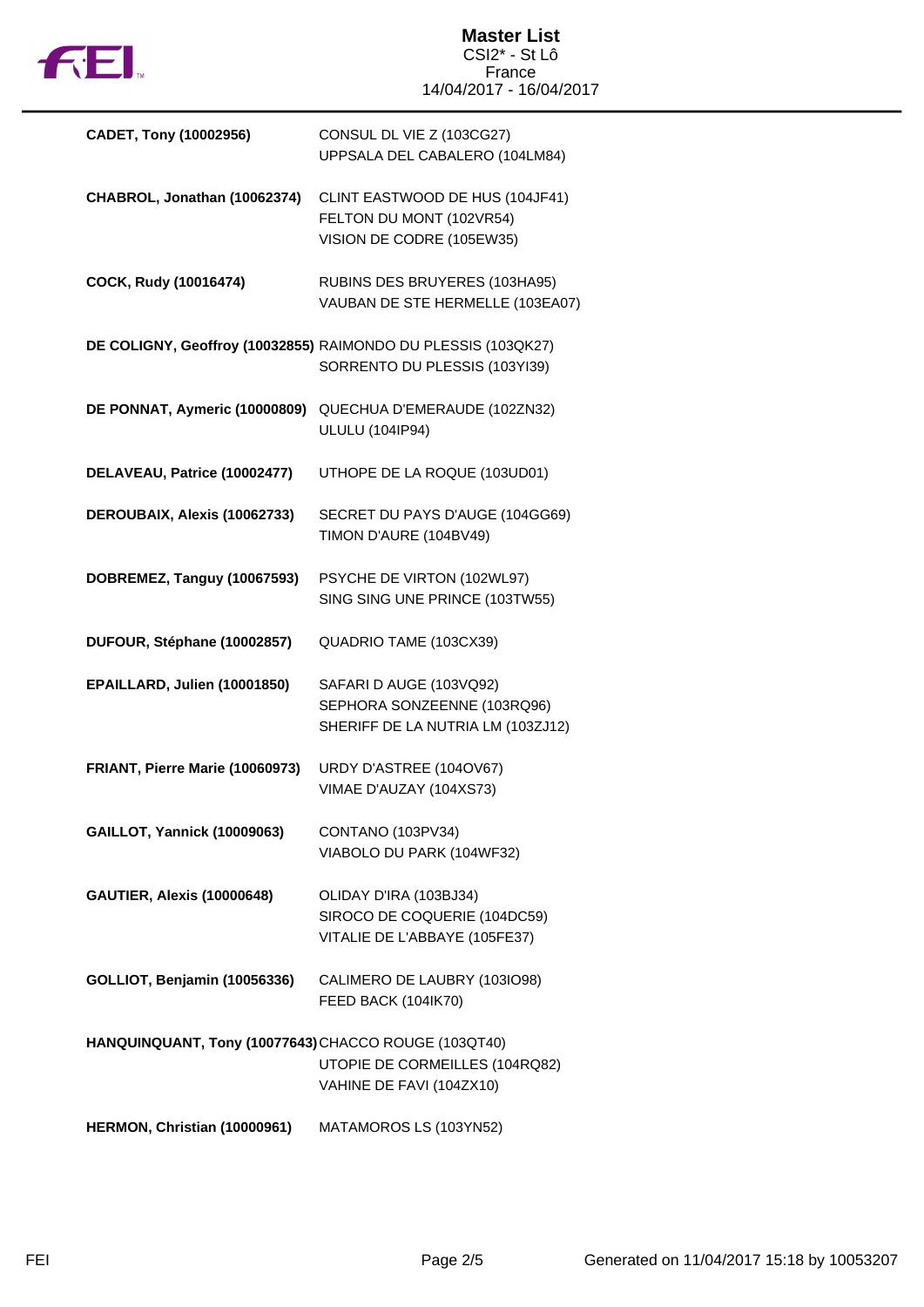# Master List

CSI2* - St Lô
France
14/04/2017 - 16/04/2017

| Rider | Horses |
|---|---|
| **CADET, Tony (10002956)** | CONSUL DL VIE Z (103CG27)<br>UPPSALA DEL CABALERO (104LM84) |
| **CHABROL, Jonathan (10062374)** | CLINT EASTWOOD DE HUS (104JF41)<br>FELTON DU MONT (102VR54)<br>VISION DE CODRE (105EW35) |
| **COCK, Rudy (10016474)** | RUBINS DES BRUYERES (103HA95)<br>VAUBAN DE STE HERMELLE (103EA07) |
| **DE COLIGNY, Geoffroy (10032855)** | RAIMONDO DU PLESSIS (103QK27)<br>SORRENTO DU PLESSIS (103YI39) |
| **DE PONNAT, Aymeric (10000809)** | QUECHUA D'EMERAUDE (102ZN32)<br>ULULU (104IP94) |
| **DELAVEAU, Patrice (10002477)** | UTHOPE DE LA ROQUE (103UD01) |
| **DEROUBAIX, Alexis (10062733)** | SECRET DU PAYS D'AUGE (104GG69)<br>TIMON D'AURE (104BV49) |
| **DOBREMEZ, Tanguy (10067593)** | PSYCHE DE VIRTON (102WL97)<br>SING SING UNE PRINCE (103TW55) |
| **DUFOUR, Stéphane (10002857)** | QUADRIO TAME (103CX39) |
| **EPAILLARD, Julien (10001850)** | SAFARI D AUGE (103VQ92)<br>SEPHORA SONZEENNE (103RQ96)<br>SHERIFF DE LA NUTRIA LM (103ZJ12) |
| **FRIANT, Pierre Marie (10060973)** | URDY D'ASTREE (104OV67)<br>VIMAE D'AUZAY (104XS73) |
| **GAILLOT, Yannick (10009063)** | CONTANO (103PV34)<br>VIABOLO DU PARK (104WF32) |
| **GAUTIER, Alexis (10000648)** | OLIDAY D'IRA (103BJ34)<br>SIROCO DE COQUERIE (104DC59)<br>VITALIE DE L'ABBAYE (105FE37) |
| **GOLLIOT, Benjamin (10056336)** | CALIMERO DE LAUBRY (103IO98)<br>FEED BACK (104IK70) |
| **HANQUINQUANT, Tony (10077643)** | CHACCO ROUGE (103QT40)<br>UTOPIE DE CORMEILLES (104RQ82)<br>VAHINE DE FAVI (104ZX10) |
| **HERMON, Christian (10000961)** | MATAMOROS LS (103YN52) |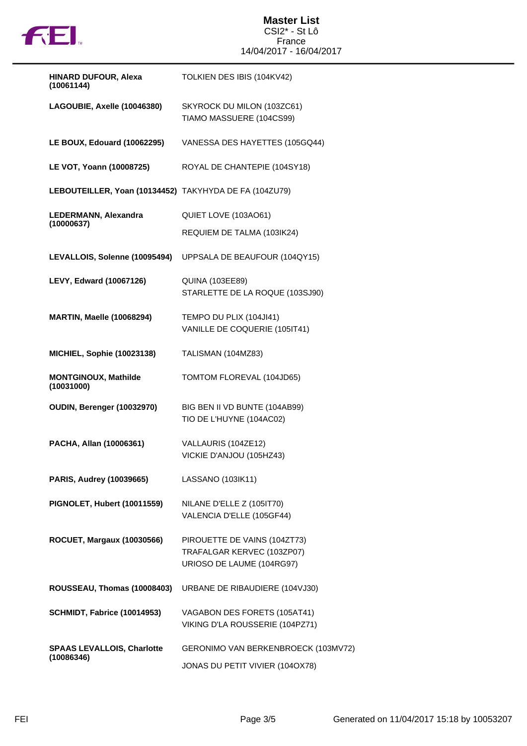# Master List
CSI2* - St Lô
France
14/04/2017 - 16/04/2017

| Rider | Horse(s) |
| --- | --- |
| **HINARD DUFOUR, Alexa (10061144)** | TOLKIEN DES IBIS (104KV42) |
| **LAGOUBIE, Axelle (10046380)** | SKYROCK DU MILON (103ZC61)<br>TIAMO MASSUERE (104CS99) |
| **LE BOUX, Edouard (10062295)** | VANESSA DES HAYETTES (105GQ44) |
| **LE VOT, Yoann (10008725)** | ROYAL DE CHANTEPIE (104SY18) |
| **LEBOUTEILLER, Yoan (10134452)** | TAKYHYDA DE FA (104ZU79) |
| **LEDERMANN, Alexandra (10000637)** | QUIET LOVE (103AO61)<br>REQUIEM DE TALMA (103IK24) |
| **LEVALLOIS, Solenne (10095494)** | UPPSALA DE BEAUFOUR (104QY15) |
| **LEVY, Edward (10067126)** | QUINA (103EE89)<br>STARLETTE DE LA ROQUE (103SJ90) |
| **MARTIN, Maelle (10068294)** | TEMPO DU PLIX (104JI41)<br>VANILLE DE COQUERIE (105IT41) |
| **MICHIEL, Sophie (10023138)** | TALISMAN (104MZ83) |
| **MONTGINOUX, Mathilde (10031000)** | TOMTOM FLOREVAL (104JD65) |
| **OUDIN, Berenger (10032970)** | BIG BEN II VD BUNTE (104AB99)<br>TIO DE L'HUYNE (104AC02) |
| **PACHA, Allan (10006361)** | VALLAURIS (104ZE12)<br>VICKIE D'ANJOU (105HZ43) |
| **PARIS, Audrey (10039665)** | LASSANO (103IK11) |
| **PIGNOLET, Hubert (10011559)** | NILANE D'ELLE Z (105IT70)<br>VALENCIA D'ELLE (105GF44) |
| **ROCUET, Margaux (10030566)** | PIROUETTE DE VAINS (104ZT73)<br>TRAFALGAR KERVEC (103ZP07)<br>URIOSO DE LAUME (104RG97) |
| **ROUSSEAU, Thomas (10008403)** | URBANE DE RIBAUDIERE (104VJ30) |
| **SCHMIDT, Fabrice (10014953)** | VAGABON DES FORETS (105AT41)<br>VIKING D'LA ROUSSERIE (104PZ71) |
| **SPAAS LEVALLOIS, Charlotte (10086346)** | GERONIMO VAN BERKENBROECK (103MV72)<br>JONAS DU PETIT VIVIER (104OX78) |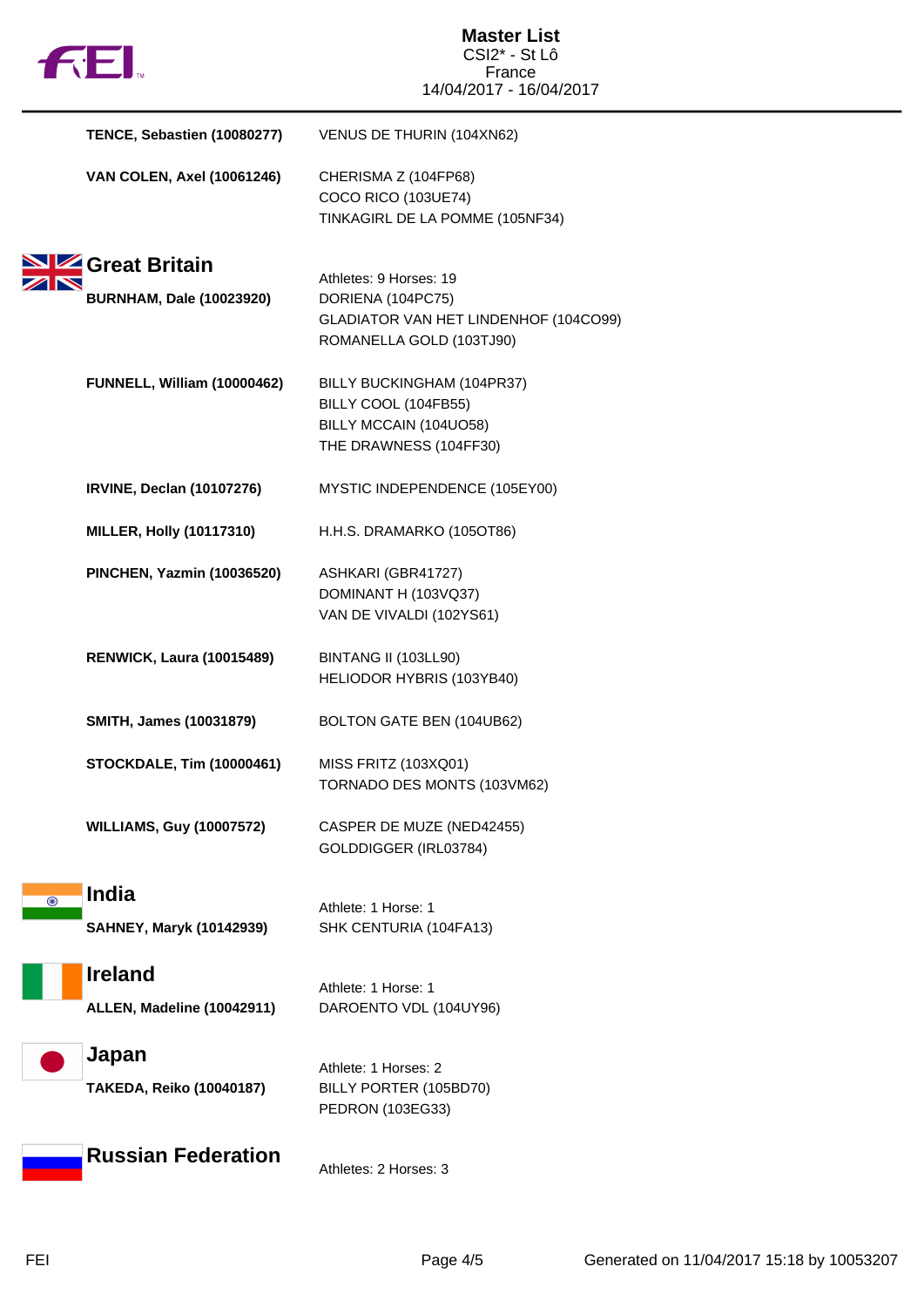| | |
|---|---|
| **TENCE, Sebastien (10080277)** | VENUS DE THURIN (104XN62) |
| **VAN COLEN, Axel (10061246)** | CHERISMA Z (104FP68)<br>COCO RICO (103UE74)<br>TINKAGIRL DE LA POMME (105NF34) |

## Great Britain

Athletes: 9 Horses: 19

| | |
|---|---|
| **BURNHAM, Dale (10023920)** | DORIENA (104PC75)<br>GLADIATOR VAN HET LINDENHOF (104CO99)<br>ROMANELLA GOLD (103TJ90) |
| **FUNNELL, William (10000462)** | BILLY BUCKINGHAM (104PR37)<br>BILLY COOL (104FB55)<br>BILLY MCCAIN (104UO58)<br>THE DRAWNESS (104FF30) |
| **IRVINE, Declan (10107276)** | MYSTIC INDEPENDENCE (105EY00) |
| **MILLER, Holly (10117310)** | H.H.S. DRAMARKO (105OT86) |
| **PINCHEN, Yazmin (10036520)** | ASHKARI (GBR41727)<br>DOMINANT H (103VQ37)<br>VAN DE VIVALDI (102YS61) |
| **RENWICK, Laura (10015489)** | BINTANG II (103LL90)<br>HELIODOR HYBRIS (103YB40) |
| **SMITH, James (10031879)** | BOLTON GATE BEN (104UB62) |
| **STOCKDALE, Tim (10000461)** | MISS FRITZ (103XQ01)<br>TORNADO DES MONTS (103VM62) |
| **WILLIAMS, Guy (10007572)** | CASPER DE MUZE (NED42455)<br>GOLDDIGGER (IRL03784) |

## India

Athlete: 1 Horse: 1

| | |
|---|---|
| **SAHNEY, Maryk (10142939)** | SHK CENTURIA (104FA13) |

## Ireland

Athlete: 1 Horse: 1

| | |
|---|---|
| **ALLEN, Madeline (10042911)** | DAROENTO VDL (104UY96) |

## Japan

Athlete: 1 Horses: 2

| | |
|---|---|
| **TAKEDA, Reiko (10040187)** | BILLY PORTER (105BD70)<br>PEDRON (103EG33) |

## Russian Federation

Athletes: 2 Horses: 3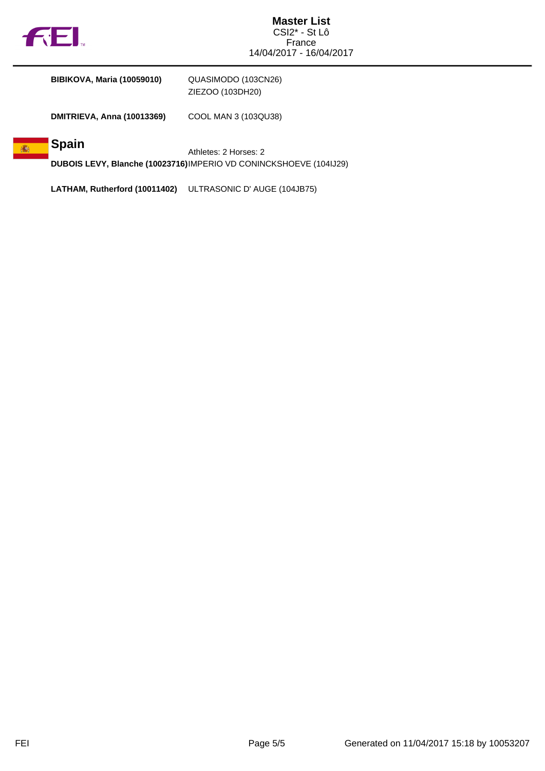| | |
|---|---|
| **BIBIKOVA, Maria (10059010)** | QUASIMODO (103CN26) |
| | ZIEZOO (103DH20) |
| **DMITRIEVA, Anna (10013369)** | COOL MAN 3 (103QU38) |

## Spain

Athletes: 2 Horses: 2

| | |
|---|---|
| **DUBOIS LEVY, Blanche (10023716)** | IMPERIO VD CONINCKSHOEVE (104IJ29) |
| **LATHAM, Rutherford (10011402)** | ULTRASONIC D' AUGE (104JB75) |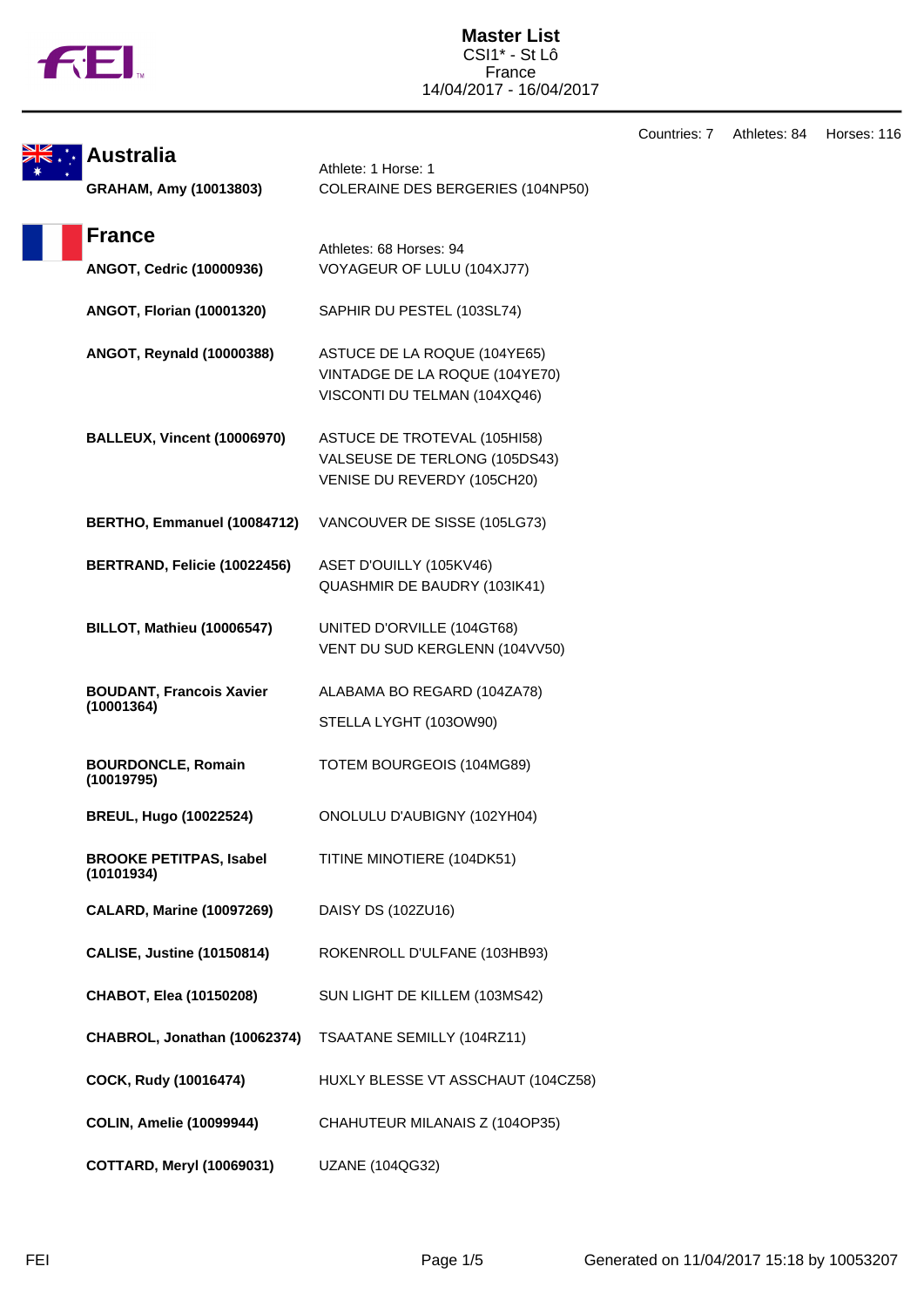# Master List
CSI1* - St Lô
France
14/04/2017 - 16/04/2017

Countries: 7 Athletes: 84 Horses: 116

## Australia

Athlete: 1 Horse: 1

| Athlete | Horse(s) |
|---|---|
| **GRAHAM, Amy (10013803)** | COLERAINE DES BERGERIES (104NP50) |

## France

Athletes: 68 Horses: 94

| Athlete | Horse(s) |
|---|---|
| **ANGOT, Cedric (10000936)** | VOYAGEUR OF LULU (104XJ77) |
| **ANGOT, Florian (10001320)** | SAPHIR DU PESTEL (103SL74) |
| **ANGOT, Reynald (10000388)** | ASTUCE DE LA ROQUE (104YE65)<br>VINTADGE DE LA ROQUE (104YE70)<br>VISCONTI DU TELMAN (104XQ46) |
| **BALLEUX, Vincent (10006970)** | ASTUCE DE TROTEVAL (105HI58)<br>VALSEUSE DE TERLONG (105DS43)<br>VENISE DU REVERDY (105CH20) |
| **BERTHO, Emmanuel (10084712)** | VANCOUVER DE SISSE (105LG73) |
| **BERTRAND, Felicie (10022456)** | ASET D'OUILLY (105KV46)<br>QUASHMIR DE BAUDRY (103IK41) |
| **BILLOT, Mathieu (10006547)** | UNITED D'ORVILLE (104GT68)<br>VENT DU SUD KERGLENN (104VV50) |
| **BOUDANT, Francois Xavier (10001364)** | ALABAMA BO REGARD (104ZA78)<br>STELLA LYGHT (103OW90) |
| **BOURDONCLE, Romain (10019795)** | TOTEM BOURGEOIS (104MG89) |
| **BREUL, Hugo (10022524)** | ONOLULU D'AUBIGNY (102YH04) |
| **BROOKE PETITPAS, Isabel (10101934)** | TITINE MINOTIERE (104DK51) |
| **CALARD, Marine (10097269)** | DAISY DS (102ZU16) |
| **CALISE, Justine (10150814)** | ROKENROLL D'ULFANE (103HB93) |
| **CHABOT, Elea (10150208)** | SUN LIGHT DE KILLEM (103MS42) |
| **CHABROL, Jonathan (10062374)** | TSAATANE SEMILLY (104RZ11) |
| **COCK, Rudy (10016474)** | HUXLY BLESSE VT ASSCHAUT (104CZ58) |
| **COLIN, Amelie (10099944)** | CHAHUTEUR MILANAIS Z (104OP35) |
| **COTTARD, Meryl (10069031)** | UZANE (104QG32) |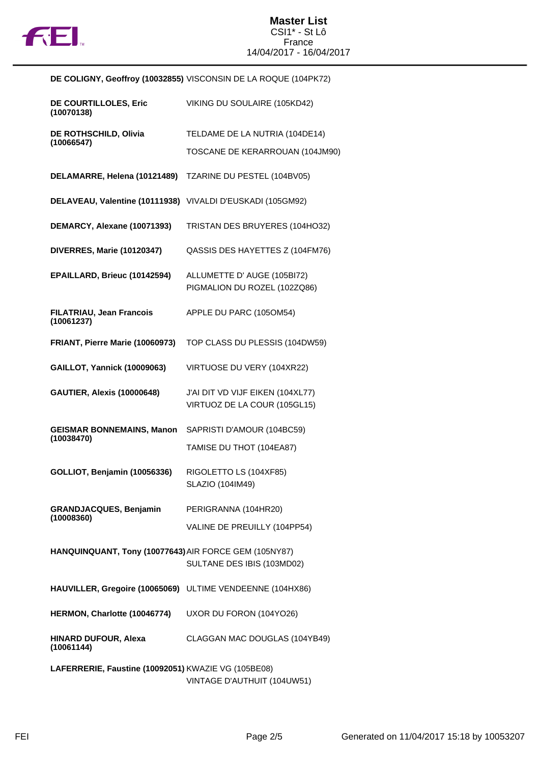| Rider | Horse |
|---|---|
| **DE COLIGNY, Geoffroy (10032855)** | VISCONSIN DE LA ROQUE (104PK72) |
| **DE COURTILLOLES, Eric (10070138)** | VIKING DU SOULAIRE (105KD42) |
| **DE ROTHSCHILD, Olivia (10066547)** | TELDAME DE LA NUTRIA (104DE14) |
| | TOSCANE DE KERARROUAN (104JM90) |
| **DELAMARRE, Helena (10121489)** | TZARINE DU PESTEL (104BV05) |
| **DELAVEAU, Valentine (10111938)** | VIVALDI D'EUSKADI (105GM92) |
| **DEMARCY, Alexane (10071393)** | TRISTAN DES BRUYERES (104HO32) |
| **DIVERRES, Marie (10120347)** | QASSIS DES HAYETTES Z (104FM76) |
| **EPAILLARD, Brieuc (10142594)** | ALLUMETTE D' AUGE (105BI72) |
| | PIGMALION DU ROZEL (102ZQ86) |
| **FILATRIAU, Jean Francois (10061237)** | APPLE DU PARC (105OM54) |
| **FRIANT, Pierre Marie (10060973)** | TOP CLASS DU PLESSIS (104DW59) |
| **GAILLOT, Yannick (10009063)** | VIRTUOSE DU VERY (104XR22) |
| **GAUTIER, Alexis (10000648)** | J'AI DIT VD VIJF EIKEN (104XL77) |
| | VIRTUOZ DE LA COUR (105GL15) |
| **GEISMAR BONNEMAINS, Manon (10038470)** | SAPRISTI D'AMOUR (104BC59) |
| | TAMISE DU THOT (104EA87) |
| **GOLLIOT, Benjamin (10056336)** | RIGOLETTO LS (104XF85) |
| | SLAZIO (104IM49) |
| **GRANDJACQUES, Benjamin (10008360)** | PERIGRANNA (104HR20) |
| | VALINE DE PREUILLY (104PP54) |
| **HANQUINQUANT, Tony (10077643)** | AIR FORCE GEM (105NY87) |
| | SULTANE DES IBIS (103MD02) |
| **HAUVILLER, Gregoire (10065069)** | ULTIME VENDEENNE (104HX86) |
| **HERMON, Charlotte (10046774)** | UXOR DU FORON (104YO26) |
| **HINARD DUFOUR, Alexa (10061144)** | CLAGGAN MAC DOUGLAS (104YB49) |
| **LAFERRERIE, Faustine (10092051)** | KWAZIE VG (105BE08) |
| | VINTAGE D'AUTHUIT (104UW51) |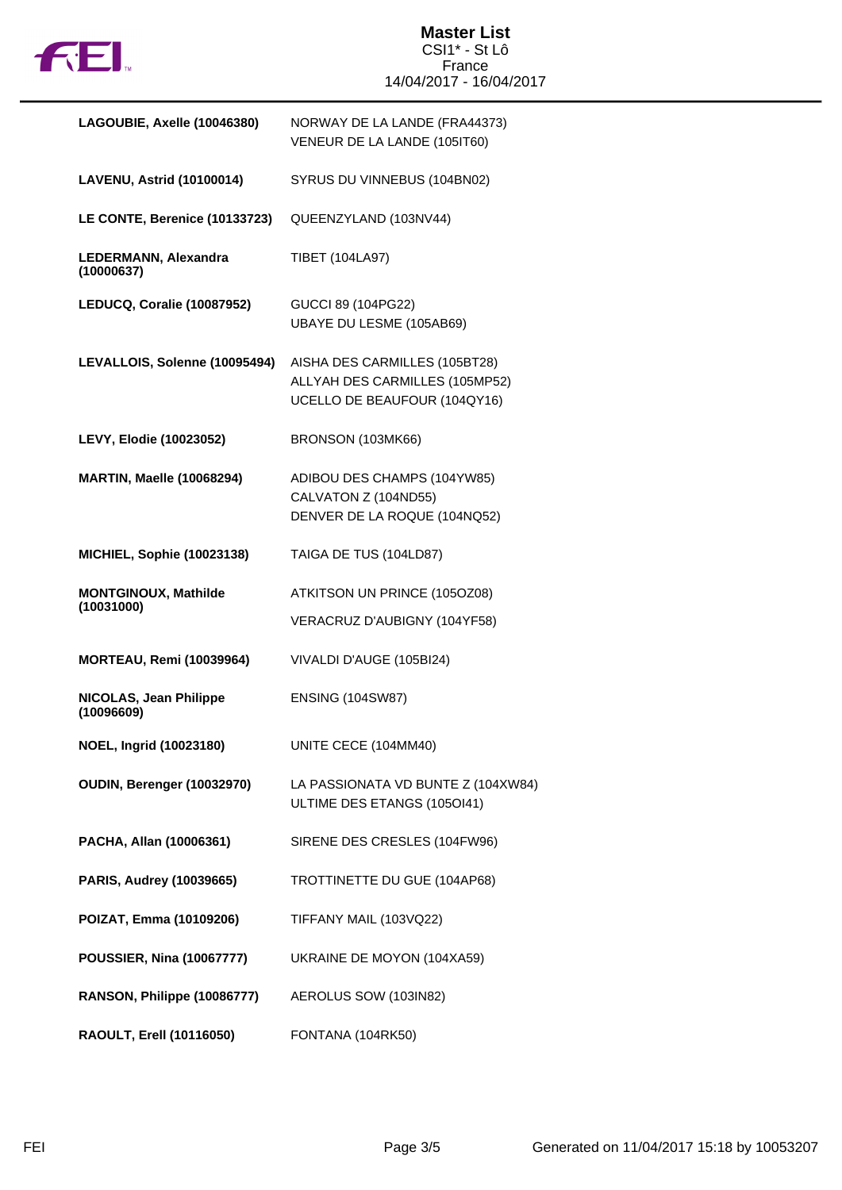| | |
|---|---|
| **LAGOUBIE, Axelle (10046380)** | NORWAY DE LA LANDE (FRA44373)<br>VENEUR DE LA LANDE (105IT60) |
| **LAVENU, Astrid (10100014)** | SYRUS DU VINNEBUS (104BN02) |
| **LE CONTE, Berenice (10133723)** | QUEENZYLAND (103NV44) |
| **LEDERMANN, Alexandra (10000637)** | TIBET (104LA97) |
| **LEDUCQ, Coralie (10087952)** | GUCCI 89 (104PG22)<br>UBAYE DU LESME (105AB69) |
| **LEVALLOIS, Solenne (10095494)** | AISHA DES CARMILLES (105BT28)<br>ALLYAH DES CARMILLES (105MP52)<br>UCELLO DE BEAUFOUR (104QY16) |
| **LEVY, Elodie (10023052)** | BRONSON (103MK66) |
| **MARTIN, Maelle (10068294)** | ADIBOU DES CHAMPS (104YW85)<br>CALVATON Z (104ND55)<br>DENVER DE LA ROQUE (104NQ52) |
| **MICHIEL, Sophie (10023138)** | TAIGA DE TUS (104LD87) |
| **MONTGINOUX, Mathilde (10031000)** | ATKITSON UN PRINCE (105OZ08)<br>VERACRUZ D'AUBIGNY (104YF58) |
| **MORTEAU, Remi (10039964)** | VIVALDI D'AUGE (105BI24) |
| **NICOLAS, Jean Philippe (10096609)** | ENSING (104SW87) |
| **NOEL, Ingrid (10023180)** | UNITE CECE (104MM40) |
| **OUDIN, Berenger (10032970)** | LA PASSIONATA VD BUNTE Z (104XW84)<br>ULTIME DES ETANGS (105OI41) |
| **PACHA, Allan (10006361)** | SIRENE DES CRESLES (104FW96) |
| **PARIS, Audrey (10039665)** | TROTTINETTE DU GUE (104AP68) |
| **POIZAT, Emma (10109206)** | TIFFANY MAIL (103VQ22) |
| **POUSSIER, Nina (10067777)** | UKRAINE DE MOYON (104XA59) |
| **RANSON, Philippe (10086777)** | AEROLUS SOW (103IN82) |
| **RAOULT, Erell (10116050)** | FONTANA (104RK50) |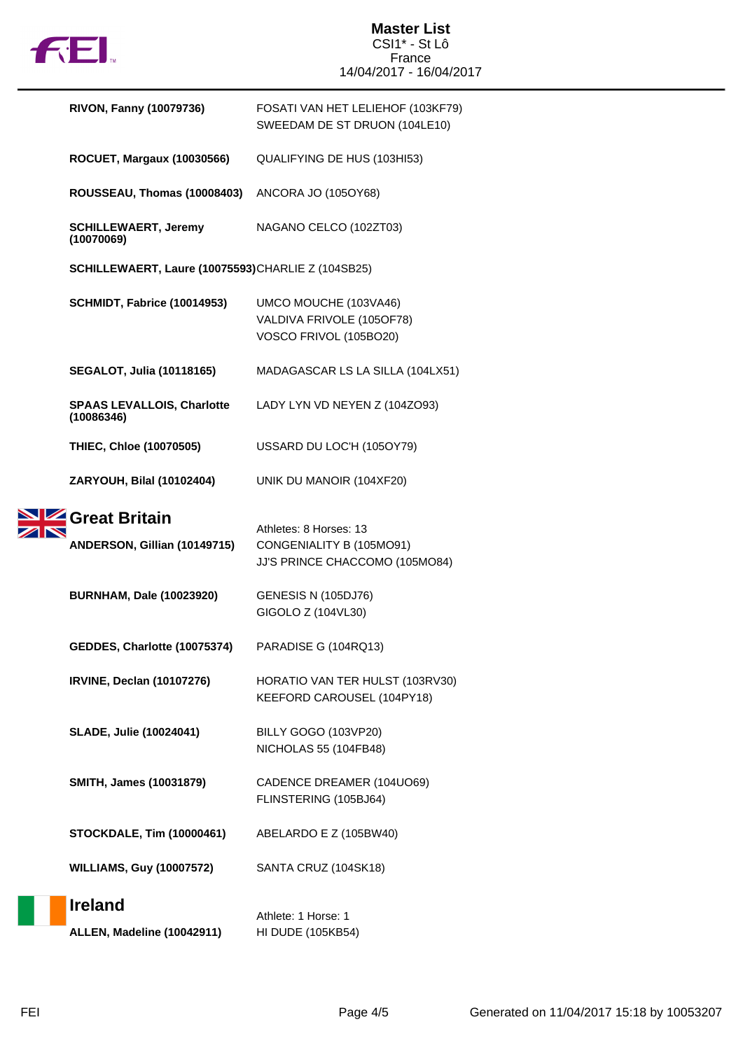| | |
|---|---|
| **RIVON, Fanny (10079736)** | FOSATI VAN HET LELIEHOF (103KF79)<br>SWEEDAM DE ST DRUON (104LE10) |
| **ROCUET, Margaux (10030566)** | QUALIFYING DE HUS (103HI53) |
| **ROUSSEAU, Thomas (10008403)** | ANCORA JO (105OY68) |
| **SCHILLEWAERT, Jeremy (10070069)** | NAGANO CELCO (102ZT03) |
| **SCHILLEWAERT, Laure (10075593)** | CHARLIE Z (104SB25) |
| **SCHMIDT, Fabrice (10014953)** | UMCO MOUCHE (103VA46)<br>VALDIVA FRIVOLE (105OF78)<br>VOSCO FRIVOL (105BO20) |
| **SEGALOT, Julia (10118165)** | MADAGASCAR LS LA SILLA (104LX51) |
| **SPAAS LEVALLOIS, Charlotte (10086346)** | LADY LYN VD NEYEN Z (104ZO93) |
| **THIEC, Chloe (10070505)** | USSARD DU LOC'H (105OY79) |
| **ZARYOUH, Bilal (10102404)** | UNIK DU MANOIR (104XF20) |

## Great Britain

Athletes: 8 Horses: 13

| | |
|---|---|
| **ANDERSON, Gillian (10149715)** | CONGENIALITY B (105MO91)<br>JJ'S PRINCE CHACCOMO (105MO84) |
| **BURNHAM, Dale (10023920)** | GENESIS N (105DJ76)<br>GIGOLO Z (104VL30) |
| **GEDDES, Charlotte (10075374)** | PARADISE G (104RQ13) |
| **IRVINE, Declan (10107276)** | HORATIO VAN TER HULST (103RV30)<br>KEEFORD CAROUSEL (104PY18) |
| **SLADE, Julie (10024041)** | BILLY GOGO (103VP20)<br>NICHOLAS 55 (104FB48) |
| **SMITH, James (10031879)** | CADENCE DREAMER (104UO69)<br>FLINSTERING (105BJ64) |
| **STOCKDALE, Tim (10000461)** | ABELARDO E Z (105BW40) |
| **WILLIAMS, Guy (10007572)** | SANTA CRUZ (104SK18) |

## Ireland

Athlete: 1 Horse: 1

| | |
|---|---|
| **ALLEN, Madeline (10042911)** | HI DUDE (105KB54) |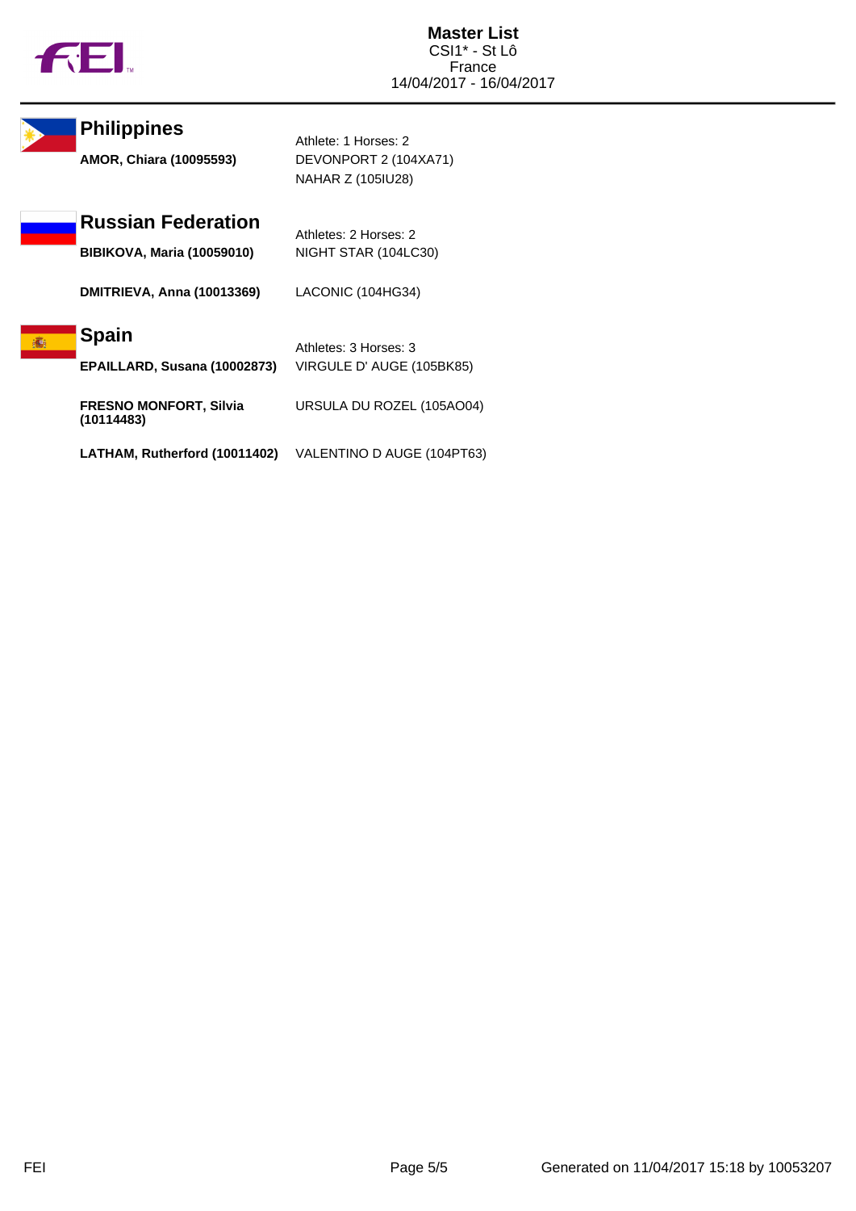**Master List**
CSI1* - St Lô
France
14/04/2017 - 16/04/2017

## Philippines

| | |
|---|---|
| | Athlete: 1 Horses: 2 |
| **AMOR, Chiara (10095593)** | DEVONPORT 2 (104XA71) |
| | NAHAR Z (105IU28) |

## Russian Federation

| | |
|---|---|
| | Athletes: 2 Horses: 2 |
| **BIBIKOVA, Maria (10059010)** | NIGHT STAR (104LC30) |
| **DMITRIEVA, Anna (10013369)** | LACONIC (104HG34) |

## Spain

| | |
|---|---|
| | Athletes: 3 Horses: 3 |
| **EPAILLARD, Susana (10002873)** | VIRGULE D' AUGE (105BK85) |
| **FRESNO MONFORT, Silvia (10114483)** | URSULA DU ROZEL (105AO04) |
| **LATHAM, Rutherford (10011402)** | VALENTINO D AUGE (104PT63) |

Generated on 11/04/2017 15:18 by 10053207